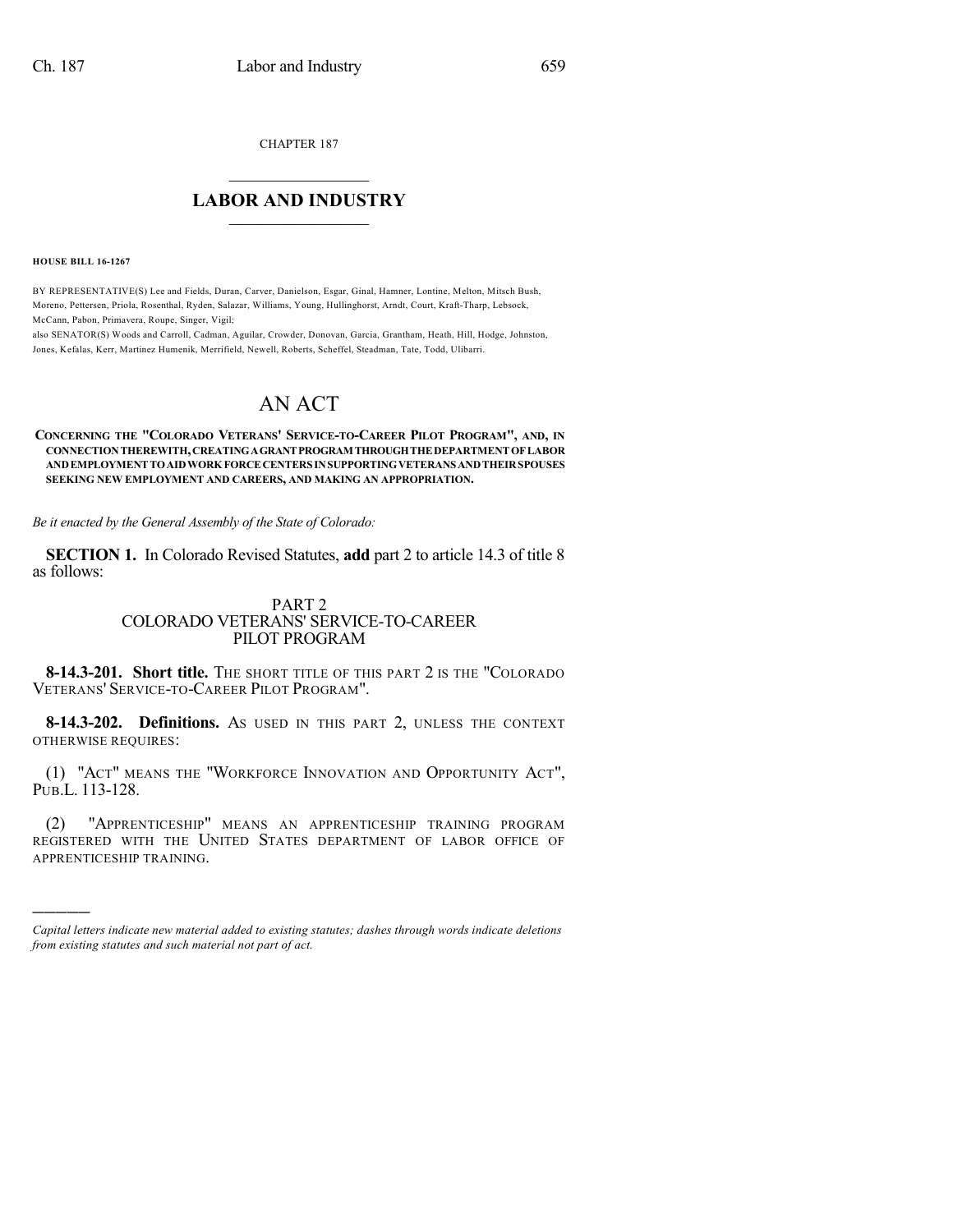CHAPTER 187

# LABOR AND INDUSTRY

**HOUSE BILL 16-1267**

BY REPRESENTATIVE(S) Lee and Fields, Duran, Carver, Danielson, Esgar, Ginal, Hamner, Lontine, Melton, Mitsch Bush, Moreno, Pettersen, Priola, Rosenthal, Ryden, Salazar, Williams, Young, Hullinghorst, Arndt, Court, Kraft-Tharp, Lebsock, McCann, Pabon, Primavera, Roupe, Singer, Vigil;
also SENATOR(S) Woods and Carroll, Cadman, Aguilar, Crowder, Donovan, Garcia, Grantham, Heath, Hill, Hodge, Johnston, Jones, Kefalas, Kerr, Martinez Humenik, Merrifield, Newell, Roberts, Scheffel, Steadman, Tate, Todd, Ulibarri.

# AN ACT

**CONCERNING THE "COLORADO VETERANS' SERVICE-TO-CAREER PILOT PROGRAM", AND, IN CONNECTION THEREWITH, CREATING A GRANT PROGRAM THROUGH THE DEPARTMENT OF LABOR AND EMPLOYMENT TO AID WORK FORCE CENTERS IN SUPPORTING VETERANS AND THEIR SPOUSES SEEKING NEW EMPLOYMENT AND CAREERS, AND MAKING AN APPROPRIATION.**

*Be it enacted by the General Assembly of the State of Colorado:*

**SECTION 1.** In Colorado Revised Statutes, **add** part 2 to article 14.3 of title 8 as follows:

PART 2
COLORADO VETERANS' SERVICE-TO-CAREER
PILOT PROGRAM

**8-14.3-201. Short title.** THE SHORT TITLE OF THIS PART 2 IS THE "COLORADO VETERANS' SERVICE-TO-CAREER PILOT PROGRAM".

**8-14.3-202. Definitions.** AS USED IN THIS PART 2, UNLESS THE CONTEXT OTHERWISE REQUIRES:

(1) "ACT" MEANS THE "WORKFORCE INNOVATION AND OPPORTUNITY ACT", PUB.L. 113-128.

(2) "APPRENTICESHIP" MEANS AN APPRENTICESHIP TRAINING PROGRAM REGISTERED WITH THE UNITED STATES DEPARTMENT OF LABOR OFFICE OF APPRENTICESHIP TRAINING.

---

*Capital letters indicate new material added to existing statutes; dashes through words indicate deletions from existing statutes and such material not part of act.*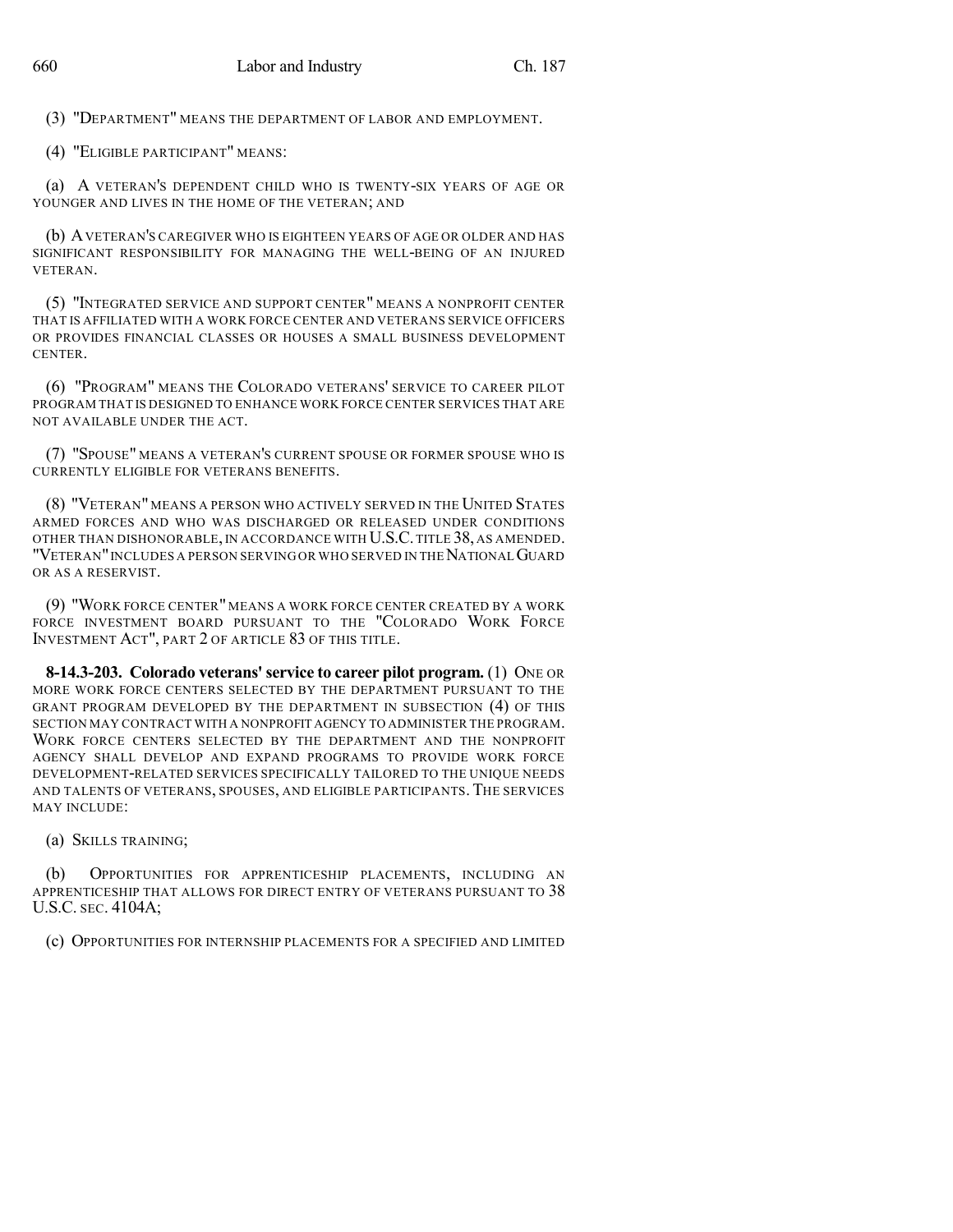(3) "DEPARTMENT" MEANS THE DEPARTMENT OF LABOR AND EMPLOYMENT.

(4) "ELIGIBLE PARTICIPANT" MEANS:

(a) A VETERAN'S DEPENDENT CHILD WHO IS TWENTY-SIX YEARS OF AGE OR YOUNGER AND LIVES IN THE HOME OF THE VETERAN; AND

(b) A VETERAN'S CAREGIVER WHO IS EIGHTEEN YEARS OF AGE OR OLDER AND HAS SIGNIFICANT RESPONSIBILITY FOR MANAGING THE WELL-BEING OF AN INJURED VETERAN.

(5) "INTEGRATED SERVICE AND SUPPORT CENTER" MEANS A NONPROFIT CENTER THAT IS AFFILIATED WITH A WORK FORCE CENTER AND VETERANS SERVICE OFFICERS OR PROVIDES FINANCIAL CLASSES OR HOUSES A SMALL BUSINESS DEVELOPMENT CENTER.

(6) "PROGRAM" MEANS THE COLORADO VETERANS' SERVICE TO CAREER PILOT PROGRAM THAT IS DESIGNED TO ENHANCE WORK FORCE CENTER SERVICES THAT ARE NOT AVAILABLE UNDER THE ACT.

(7) "SPOUSE" MEANS A VETERAN'S CURRENT SPOUSE OR FORMER SPOUSE WHO IS CURRENTLY ELIGIBLE FOR VETERANS BENEFITS.

(8) "VETERAN" MEANS A PERSON WHO ACTIVELY SERVED IN THE UNITED STATES ARMED FORCES AND WHO WAS DISCHARGED OR RELEASED UNDER CONDITIONS OTHER THAN DISHONORABLE, IN ACCORDANCE WITH U.S.C. TITLE 38, AS AMENDED. "VETERAN" INCLUDES A PERSON SERVING OR WHO SERVED IN THE NATIONAL GUARD OR AS A RESERVIST.

(9) "WORK FORCE CENTER" MEANS A WORK FORCE CENTER CREATED BY A WORK FORCE INVESTMENT BOARD PURSUANT TO THE "COLORADO WORK FORCE INVESTMENT ACT", PART 2 OF ARTICLE 83 OF THIS TITLE.

**8-14.3-203. Colorado veterans' service to career pilot program.** (1) ONE OR MORE WORK FORCE CENTERS SELECTED BY THE DEPARTMENT PURSUANT TO THE GRANT PROGRAM DEVELOPED BY THE DEPARTMENT IN SUBSECTION (4) OF THIS SECTION MAY CONTRACT WITH A NONPROFIT AGENCY TO ADMINISTER THE PROGRAM. WORK FORCE CENTERS SELECTED BY THE DEPARTMENT AND THE NONPROFIT AGENCY SHALL DEVELOP AND EXPAND PROGRAMS TO PROVIDE WORK FORCE DEVELOPMENT-RELATED SERVICES SPECIFICALLY TAILORED TO THE UNIQUE NEEDS AND TALENTS OF VETERANS, SPOUSES, AND ELIGIBLE PARTICIPANTS. THE SERVICES MAY INCLUDE:

(a) SKILLS TRAINING;

(b) OPPORTUNITIES FOR APPRENTICESHIP PLACEMENTS, INCLUDING AN APPRENTICESHIP THAT ALLOWS FOR DIRECT ENTRY OF VETERANS PURSUANT TO 38 U.S.C. SEC. 4104A;

(c) OPPORTUNITIES FOR INTERNSHIP PLACEMENTS FOR A SPECIFIED AND LIMITED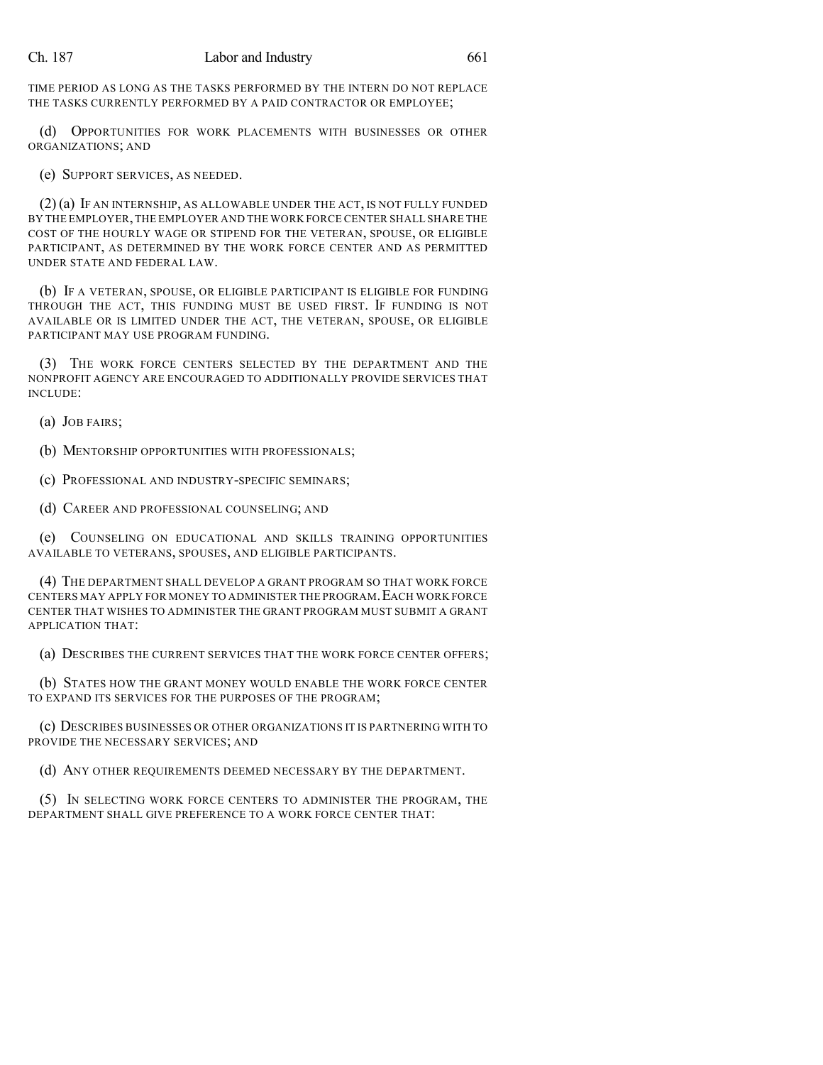TIME PERIOD AS LONG AS THE TASKS PERFORMED BY THE INTERN DO NOT REPLACE THE TASKS CURRENTLY PERFORMED BY A PAID CONTRACTOR OR EMPLOYEE;

(d) OPPORTUNITIES FOR WORK PLACEMENTS WITH BUSINESSES OR OTHER ORGANIZATIONS; AND

(e) SUPPORT SERVICES, AS NEEDED.

(2) (a) IF AN INTERNSHIP, AS ALLOWABLE UNDER THE ACT, IS NOT FULLY FUNDED BY THE EMPLOYER, THE EMPLOYER AND THE WORK FORCE CENTER SHALL SHARE THE COST OF THE HOURLY WAGE OR STIPEND FOR THE VETERAN, SPOUSE, OR ELIGIBLE PARTICIPANT, AS DETERMINED BY THE WORK FORCE CENTER AND AS PERMITTED UNDER STATE AND FEDERAL LAW.

(b) IF A VETERAN, SPOUSE, OR ELIGIBLE PARTICIPANT IS ELIGIBLE FOR FUNDING THROUGH THE ACT, THIS FUNDING MUST BE USED FIRST. IF FUNDING IS NOT AVAILABLE OR IS LIMITED UNDER THE ACT, THE VETERAN, SPOUSE, OR ELIGIBLE PARTICIPANT MAY USE PROGRAM FUNDING.

(3) THE WORK FORCE CENTERS SELECTED BY THE DEPARTMENT AND THE NONPROFIT AGENCY ARE ENCOURAGED TO ADDITIONALLY PROVIDE SERVICES THAT INCLUDE:

(a) JOB FAIRS;

(b) MENTORSHIP OPPORTUNITIES WITH PROFESSIONALS;

(c) PROFESSIONAL AND INDUSTRY-SPECIFIC SEMINARS;

(d) CAREER AND PROFESSIONAL COUNSELING; AND

(e) COUNSELING ON EDUCATIONAL AND SKILLS TRAINING OPPORTUNITIES AVAILABLE TO VETERANS, SPOUSES, AND ELIGIBLE PARTICIPANTS.

(4) THE DEPARTMENT SHALL DEVELOP A GRANT PROGRAM SO THAT WORK FORCE CENTERS MAY APPLY FOR MONEY TO ADMINISTER THE PROGRAM. EACH WORK FORCE CENTER THAT WISHES TO ADMINISTER THE GRANT PROGRAM MUST SUBMIT A GRANT APPLICATION THAT:

(a) DESCRIBES THE CURRENT SERVICES THAT THE WORK FORCE CENTER OFFERS;

(b) STATES HOW THE GRANT MONEY WOULD ENABLE THE WORK FORCE CENTER TO EXPAND ITS SERVICES FOR THE PURPOSES OF THE PROGRAM;

(c) DESCRIBES BUSINESSES OR OTHER ORGANIZATIONS IT IS PARTNERING WITH TO PROVIDE THE NECESSARY SERVICES; AND

(d) ANY OTHER REQUIREMENTS DEEMED NECESSARY BY THE DEPARTMENT.

(5) IN SELECTING WORK FORCE CENTERS TO ADMINISTER THE PROGRAM, THE DEPARTMENT SHALL GIVE PREFERENCE TO A WORK FORCE CENTER THAT: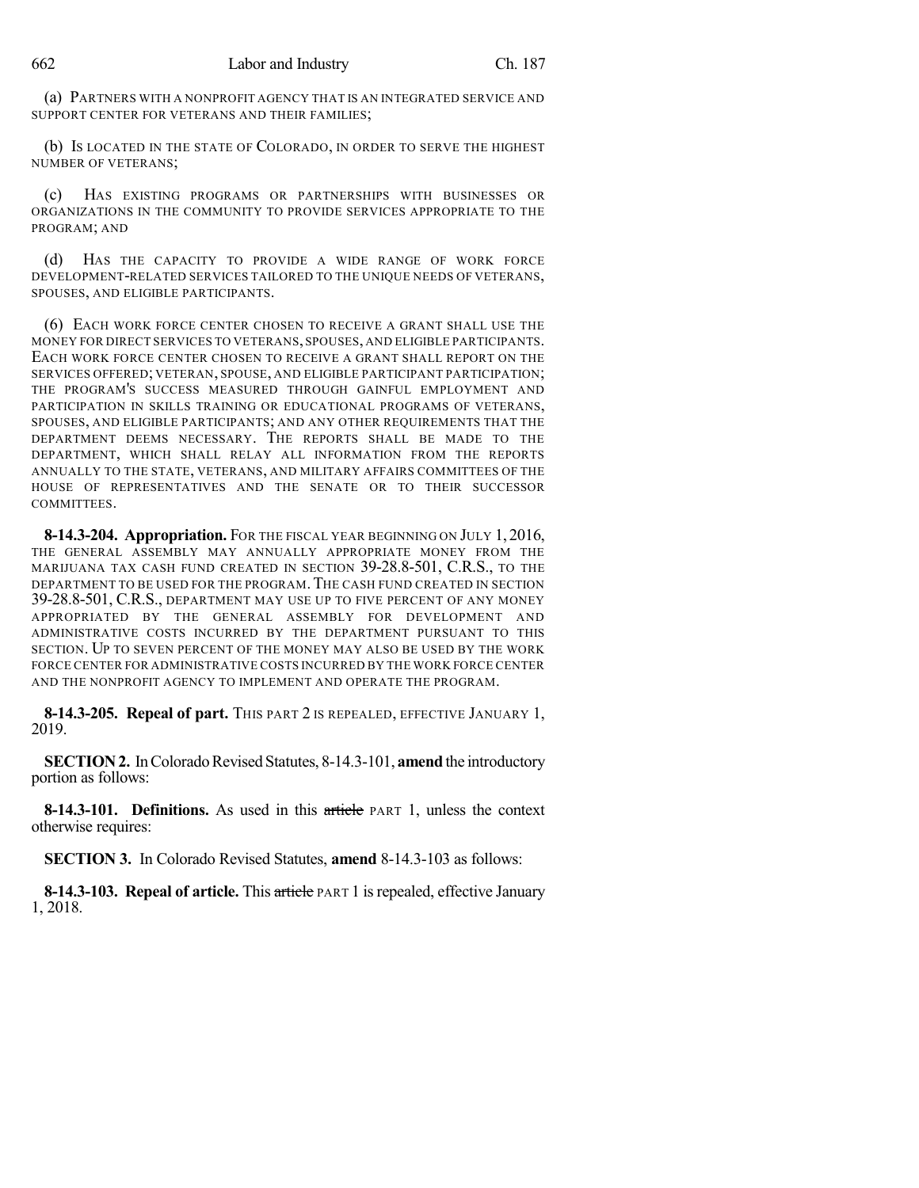(a) PARTNERS WITH A NONPROFIT AGENCY THAT IS AN INTEGRATED SERVICE AND SUPPORT CENTER FOR VETERANS AND THEIR FAMILIES;

(b) IS LOCATED IN THE STATE OF COLORADO, IN ORDER TO SERVE THE HIGHEST NUMBER OF VETERANS;

(c) HAS EXISTING PROGRAMS OR PARTNERSHIPS WITH BUSINESSES OR ORGANIZATIONS IN THE COMMUNITY TO PROVIDE SERVICES APPROPRIATE TO THE PROGRAM; AND

(d) HAS THE CAPACITY TO PROVIDE A WIDE RANGE OF WORK FORCE DEVELOPMENT-RELATED SERVICES TAILORED TO THE UNIQUE NEEDS OF VETERANS, SPOUSES, AND ELIGIBLE PARTICIPANTS.

(6) EACH WORK FORCE CENTER CHOSEN TO RECEIVE A GRANT SHALL USE THE MONEY FOR DIRECT SERVICES TO VETERANS, SPOUSES, AND ELIGIBLE PARTICIPANTS. EACH WORK FORCE CENTER CHOSEN TO RECEIVE A GRANT SHALL REPORT ON THE SERVICES OFFERED; VETERAN, SPOUSE, AND ELIGIBLE PARTICIPANT PARTICIPATION; THE PROGRAM'S SUCCESS MEASURED THROUGH GAINFUL EMPLOYMENT AND PARTICIPATION IN SKILLS TRAINING OR EDUCATIONAL PROGRAMS OF VETERANS, SPOUSES, AND ELIGIBLE PARTICIPANTS; AND ANY OTHER REQUIREMENTS THAT THE DEPARTMENT DEEMS NECESSARY. THE REPORTS SHALL BE MADE TO THE DEPARTMENT, WHICH SHALL RELAY ALL INFORMATION FROM THE REPORTS ANNUALLY TO THE STATE, VETERANS, AND MILITARY AFFAIRS COMMITTEES OF THE HOUSE OF REPRESENTATIVES AND THE SENATE OR TO THEIR SUCCESSOR COMMITTEES.

**8-14.3-204. Appropriation.** FOR THE FISCAL YEAR BEGINNING ON JULY 1, 2016, THE GENERAL ASSEMBLY MAY ANNUALLY APPROPRIATE MONEY FROM THE MARIJUANA TAX CASH FUND CREATED IN SECTION 39-28.8-501, C.R.S., TO THE DEPARTMENT TO BE USED FOR THE PROGRAM. THE CASH FUND CREATED IN SECTION 39-28.8-501, C.R.S., DEPARTMENT MAY USE UP TO FIVE PERCENT OF ANY MONEY APPROPRIATED BY THE GENERAL ASSEMBLY FOR DEVELOPMENT AND ADMINISTRATIVE COSTS INCURRED BY THE DEPARTMENT PURSUANT TO THIS SECTION. UP TO SEVEN PERCENT OF THE MONEY MAY ALSO BE USED BY THE WORK FORCE CENTER FOR ADMINISTRATIVE COSTS INCURRED BY THE WORK FORCE CENTER AND THE NONPROFIT AGENCY TO IMPLEMENT AND OPERATE THE PROGRAM.

**8-14.3-205. Repeal of part.** THIS PART 2 IS REPEALED, EFFECTIVE JANUARY 1, 2019.

**SECTION 2.** In Colorado Revised Statutes, 8-14.3-101, **amend** the introductory portion as follows:

**8-14.3-101. Definitions.** As used in this ~~article~~ PART 1, unless the context otherwise requires:

**SECTION 3.** In Colorado Revised Statutes, **amend** 8-14.3-103 as follows:

**8-14.3-103. Repeal of article.** This ~~article~~ PART 1 is repealed, effective January 1, 2018.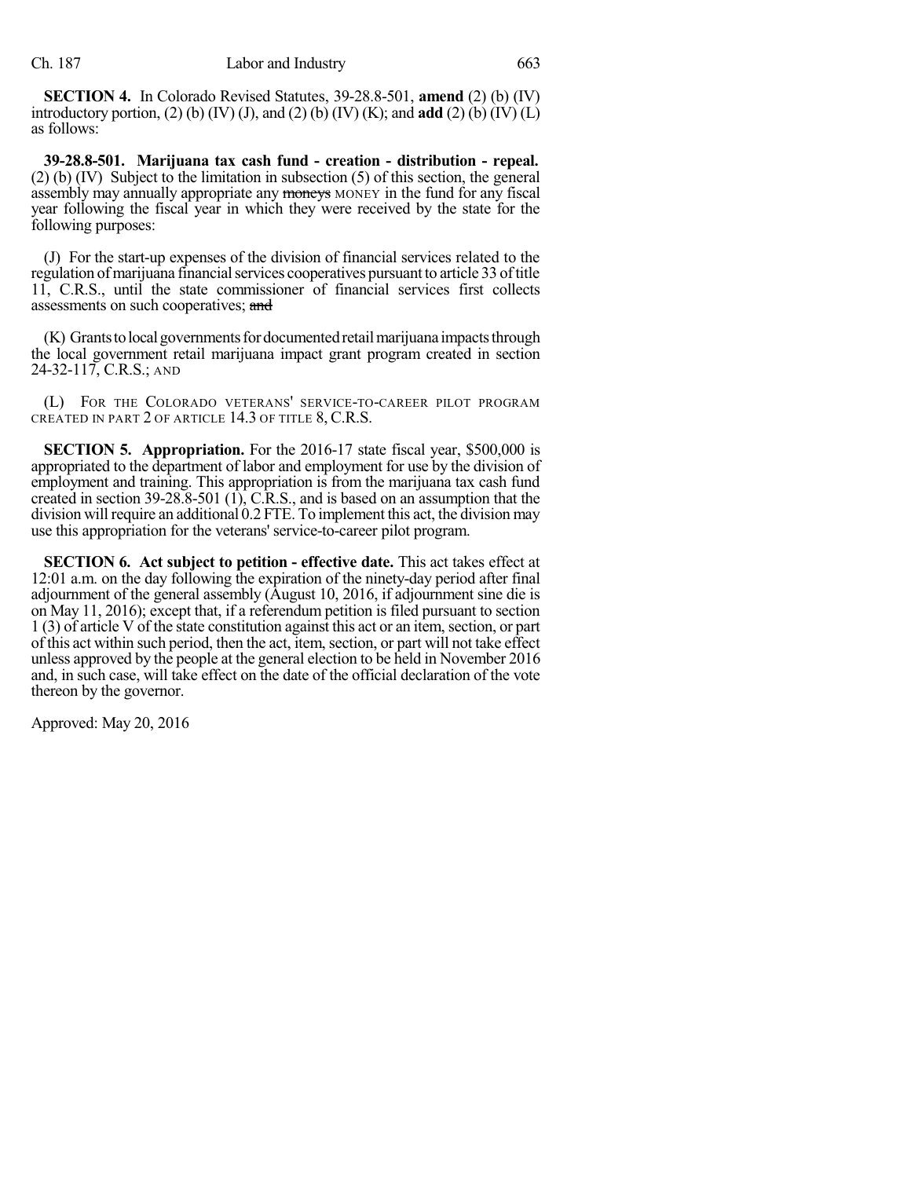**SECTION 4.** In Colorado Revised Statutes, 39-28.8-501, **amend** (2) (b) (IV) introductory portion, (2) (b) (IV) (J), and (2) (b) (IV) (K); and **add** (2) (b) (IV) (L) as follows:

**39-28.8-501. Marijuana tax cash fund - creation - distribution - repeal.** (2) (b) (IV) Subject to the limitation in subsection (5) of this section, the general assembly may annually appropriate any ~~moneys~~ MONEY in the fund for any fiscal year following the fiscal year in which they were received by the state for the following purposes:

(J) For the start-up expenses of the division of financial services related to the regulation of marijuana financial services cooperatives pursuant to article 33 of title 11, C.R.S., until the state commissioner of financial services first collects assessments on such cooperatives; ~~and~~

(K) Grants to local governments for documented retail marijuana impacts through the local government retail marijuana impact grant program created in section 24-32-117, C.R.S.; AND

(L) FOR THE COLORADO VETERANS' SERVICE-TO-CAREER PILOT PROGRAM CREATED IN PART 2 OF ARTICLE 14.3 OF TITLE 8, C.R.S.

**SECTION 5. Appropriation.** For the 2016-17 state fiscal year, $500,000 is appropriated to the department of labor and employment for use by the division of employment and training. This appropriation is from the marijuana tax cash fund created in section 39-28.8-501 (1), C.R.S., and is based on an assumption that the division will require an additional 0.2 FTE. To implement this act, the division may use this appropriation for the veterans' service-to-career pilot program.

**SECTION 6. Act subject to petition - effective date.** This act takes effect at 12:01 a.m. on the day following the expiration of the ninety-day period after final adjournment of the general assembly (August 10, 2016, if adjournment sine die is on May 11, 2016); except that, if a referendum petition is filed pursuant to section 1 (3) of article V of the state constitution against this act or an item, section, or part of this act within such period, then the act, item, section, or part will not take effect unless approved by the people at the general election to be held in November 2016 and, in such case, will take effect on the date of the official declaration of the vote thereon by the governor.

Approved: May 20, 2016